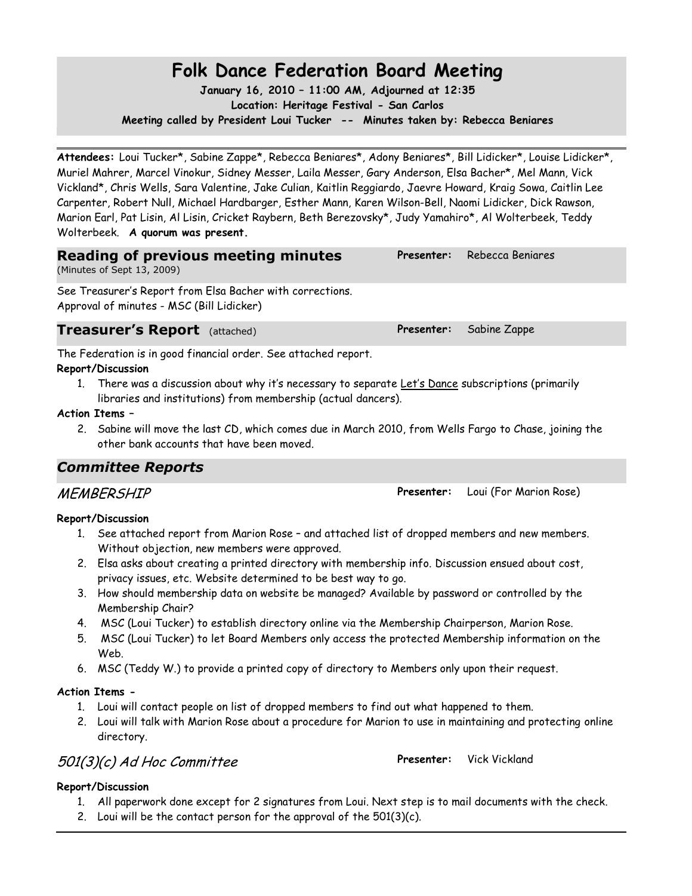# Folk Dance Federation Board Meeting

**January 16, 2010 – 11:00 AM, Adjourned at 12:35**

**Location: Heritage Festival - San Carlos**

**Meeting called by President Loui Tucker -- Minutes taken by: Rebecca Beniares**

---

**Attendees:** Loui Tucker*, Sabine Zappe*, Rebecca Beniares*, Adony Beniares*, Bill Lidicker*, Louise Lidicker*, Muriel Mahrer, Marcel Vinokur, Sidney Messer, Laila Messer, Gary Anderson, Elsa Bacher*, Mel Mann, Vick Vickland*, Chris Wells, Sara Valentine, Jake Culian, Kaitlin Reggiardo, Jaevre Howard, Kraig Sowa, Caitlin Lee Carpenter, Robert Null, Michael Hardbarger, Esther Mann, Karen Wilson-Bell, Naomi Lidicker, Dick Rawson, Marion Earl, Pat Lisin, Al Lisin, Cricket Raybern, Beth Berezovsky*, Judy Yamahiro*, Al Wolterbeek, Teddy Wolterbeek. **A quorum was present.**

## Reading of previous meeting minutes

(Minutes of Sept 13, 2009)

**Presenter:** Rebecca Beniares

See Treasurer's Report from Elsa Bacher with corrections.
Approval of minutes - MSC (Bill Lidicker)

## Treasurer's Report (attached)

**Presenter:** Sabine Zappe

The Federation is in good financial order. See attached report.

**Report/Discussion**

1. There was a discussion about why it's necessary to separate Let's Dance subscriptions (primarily libraries and institutions) from membership (actual dancers).

**Action Items –**

2. Sabine will move the last CD, which comes due in March 2010, from Wells Fargo to Chase, joining the other bank accounts that have been moved.

## *Committee Reports*

### *MEMBERSHIP*

**Presenter:** Loui (For Marion Rose)

**Report/Discussion**

1. See attached report from Marion Rose – and attached list of dropped members and new members. Without objection, new members were approved.
2. Elsa asks about creating a printed directory with membership info. Discussion ensued about cost, privacy issues, etc. Website determined to be best way to go.
3. How should membership data on website be managed? Available by password or controlled by the Membership Chair?
4. MSC (Loui Tucker) to establish directory online via the Membership Chairperson, Marion Rose.
5. MSC (Loui Tucker) to let Board Members only access the protected Membership information on the Web.
6. MSC (Teddy W.) to provide a printed copy of directory to Members only upon their request.

**Action Items -**

1. Loui will contact people on list of dropped members to find out what happened to them.
2. Loui will talk with Marion Rose about a procedure for Marion to use in maintaining and protecting online directory.

### *501(3)(c) Ad Hoc Committee*

**Presenter:** Vick Vickland

**Report/Discussion**

1. All paperwork done except for 2 signatures from Loui. Next step is to mail documents with the check.
2. Loui will be the contact person for the approval of the 501(3)(c).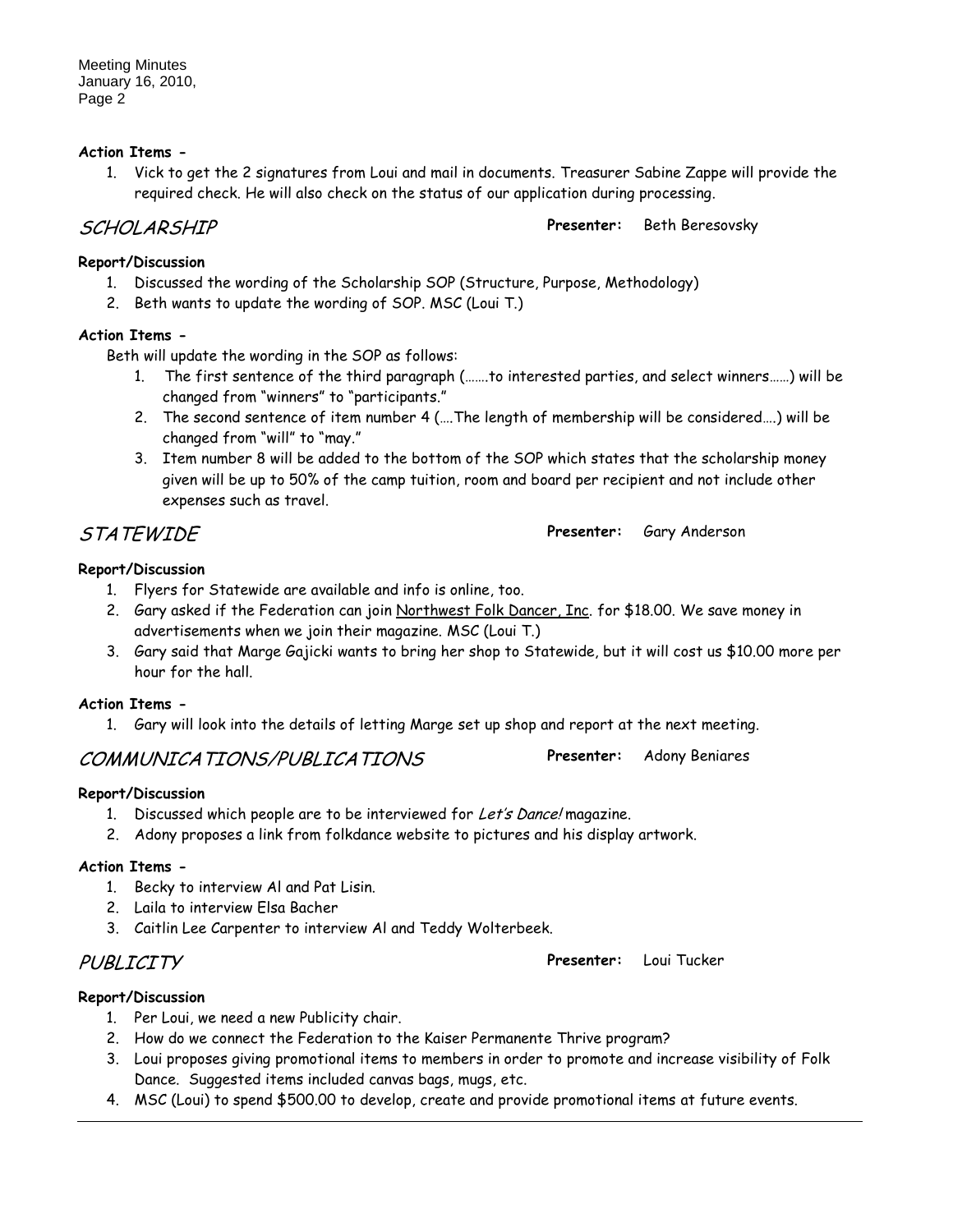**Action Items -**

1. Vick to get the 2 signatures from Loui and mail in documents. Treasurer Sabine Zappe will provide the required check. He will also check on the status of our application during processing.

## SCHOLARSHIP

**Presenter:** Beth Beresovsky

**Report/Discussion**

1. Discussed the wording of the Scholarship SOP (Structure, Purpose, Methodology)
2. Beth wants to update the wording of SOP. MSC (Loui T.)

**Action Items -**

Beth will update the wording in the SOP as follows:

1. The first sentence of the third paragraph (…….to interested parties, and select winners……) will be changed from "winners" to "participants."
2. The second sentence of item number 4 (….The length of membership will be considered….) will be changed from "will" to "may."
3. Item number 8 will be added to the bottom of the SOP which states that the scholarship money given will be up to 50% of the camp tuition, room and board per recipient and not include other expenses such as travel.

## STATEWIDE

**Presenter:** Gary Anderson

**Report/Discussion**

1. Flyers for Statewide are available and info is online, too.
2. Gary asked if the Federation can join Northwest Folk Dancer, Inc. for $18.00. We save money in advertisements when we join their magazine. MSC (Loui T.)
3. Gary said that Marge Gajicki wants to bring her shop to Statewide, but it will cost us $10.00 more per hour for the hall.

**Action Items -**

1. Gary will look into the details of letting Marge set up shop and report at the next meeting.

## COMMUNICATIONS/PUBLICATIONS

**Presenter:** Adony Beniares

**Report/Discussion**

1. Discussed which people are to be interviewed for *Let's Dance!* magazine.
2. Adony proposes a link from folkdance website to pictures and his display artwork.

**Action Items -**

1. Becky to interview Al and Pat Lisin.
2. Laila to interview Elsa Bacher
3. Caitlin Lee Carpenter to interview Al and Teddy Wolterbeek.

## PUBLICITY

**Presenter:** Loui Tucker

**Report/Discussion**

1. Per Loui, we need a new Publicity chair.
2. How do we connect the Federation to the Kaiser Permanente Thrive program?
3. Loui proposes giving promotional items to members in order to promote and increase visibility of Folk Dance. Suggested items included canvas bags, mugs, etc.
4. MSC (Loui) to spend $500.00 to develop, create and provide promotional items at future events.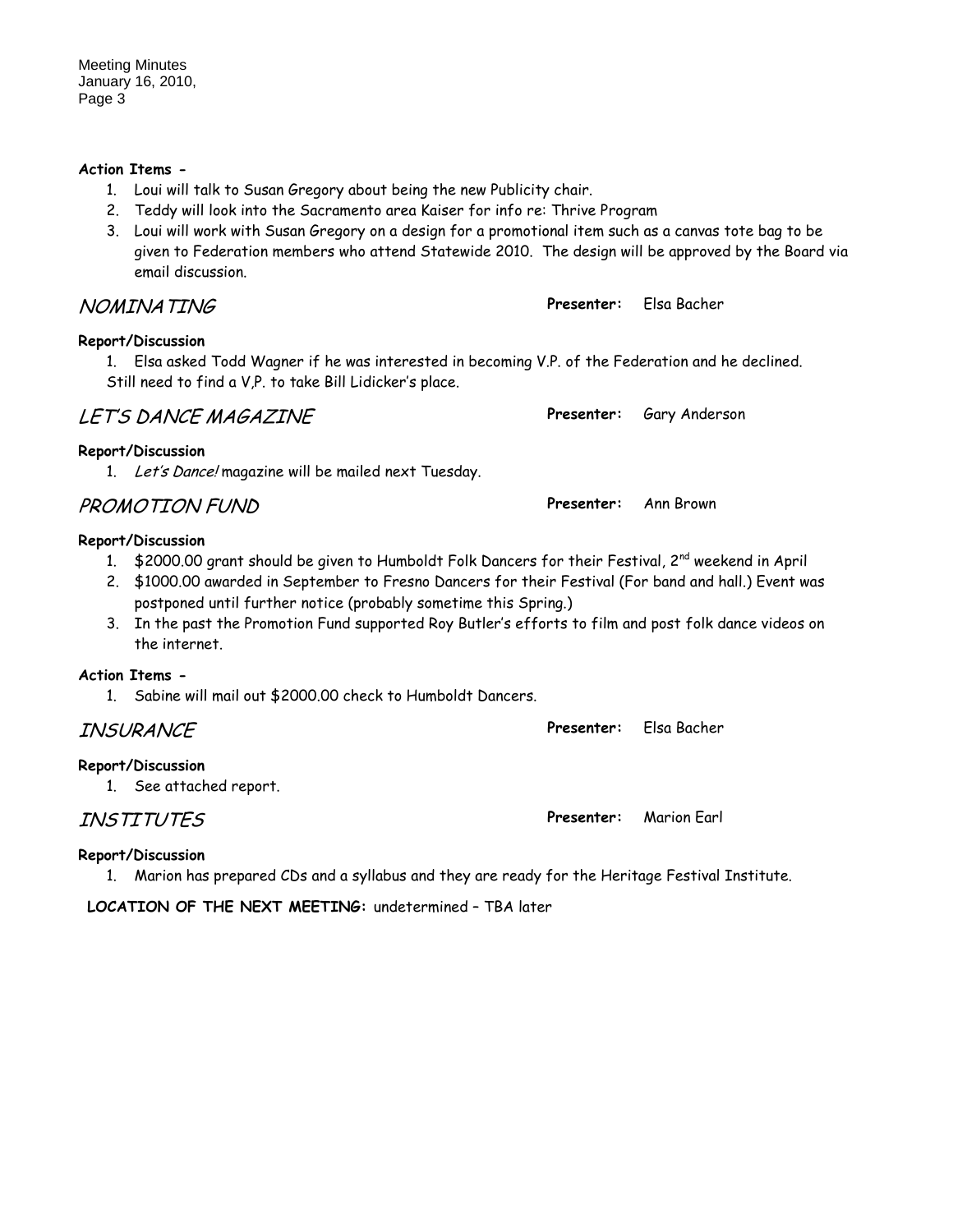**Action Items -**

1. Loui will talk to Susan Gregory about being the new Publicity chair.
2. Teddy will look into the Sacramento area Kaiser for info re: Thrive Program
3. Loui will work with Susan Gregory on a design for a promotional item such as a canvas tote bag to be given to Federation members who attend Statewide 2010. The design will be approved by the Board via email discussion.

## NOMINATING

**Presenter:** Elsa Bacher

**Report/Discussion**

1. Elsa asked Todd Wagner if he was interested in becoming V.P. of the Federation and he declined. Still need to find a V,P. to take Bill Lidicker's place.

## LET'S DANCE MAGAZINE

**Presenter:** Gary Anderson

**Report/Discussion**

1. *Let's Dance!* magazine will be mailed next Tuesday.

## PROMOTION FUND

**Presenter:** Ann Brown

**Report/Discussion**

1. $2000.00 grant should be given to Humboldt Folk Dancers for their Festival, 2nd weekend in April
2. $1000.00 awarded in September to Fresno Dancers for their Festival (For band and hall.) Event was postponed until further notice (probably sometime this Spring.)
3. In the past the Promotion Fund supported Roy Butler's efforts to film and post folk dance videos on the internet.

**Action Items -**

1. Sabine will mail out $2000.00 check to Humboldt Dancers.

## INSURANCE

**Presenter:** Elsa Bacher

**Report/Discussion**

1. See attached report.

## INSTITUTES

**Presenter:** Marion Earl

**Report/Discussion**

1. Marion has prepared CDs and a syllabus and they are ready for the Heritage Festival Institute.

**LOCATION OF THE NEXT MEETING:** undetermined – TBA later